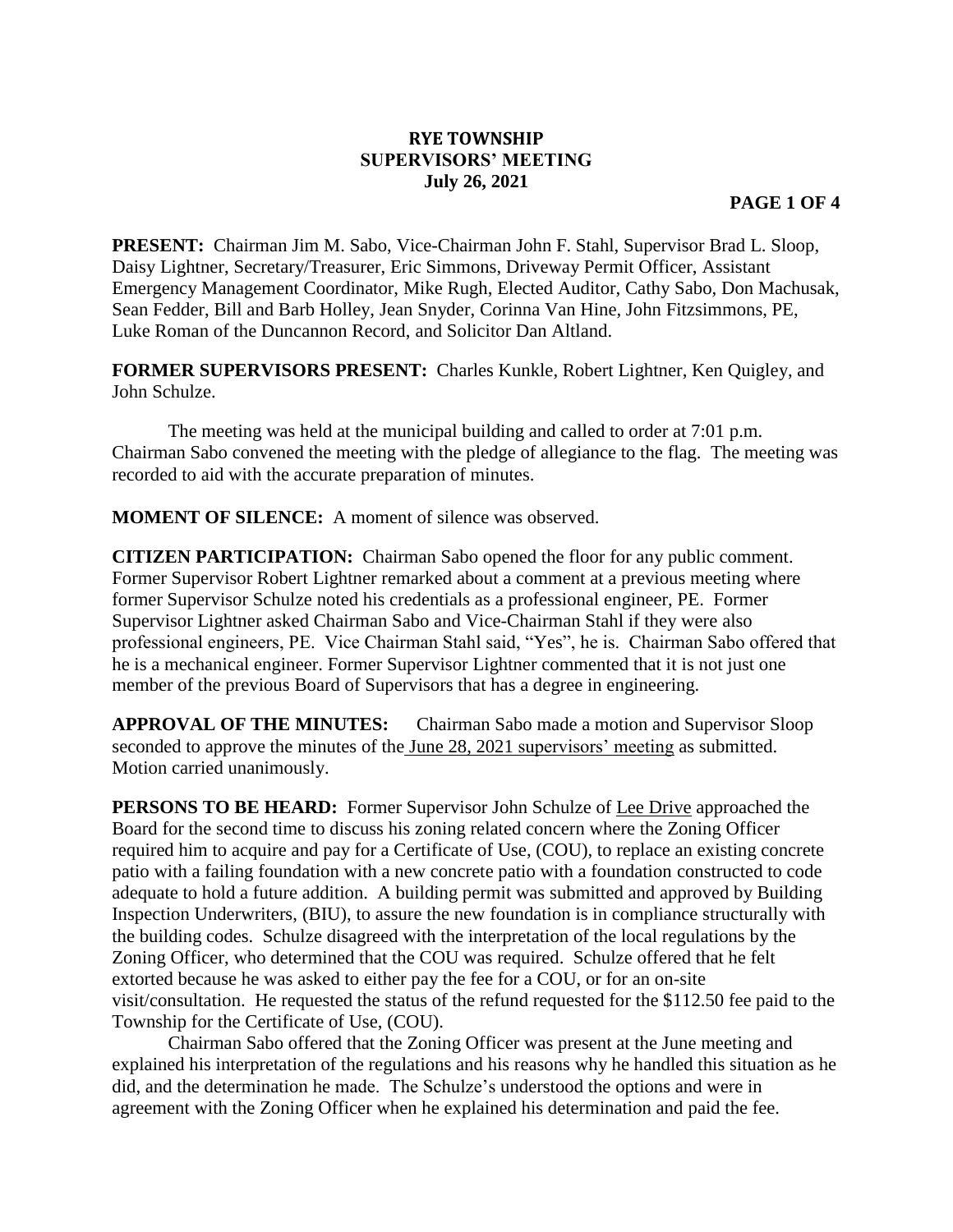# RYE TOWNSHIP
## SUPERVISORS' MEETING
### July 26, 2021

**PRESENT:** Chairman Jim M. Sabo, Vice-Chairman John F. Stahl, Supervisor Brad L. Sloop, Daisy Lightner, Secretary/Treasurer, Eric Simmons, Driveway Permit Officer, Assistant Emergency Management Coordinator, Mike Rugh, Elected Auditor, Cathy Sabo, Don Machusak, Sean Fedder, Bill and Barb Holley, Jean Snyder, Corinna Van Hine, John Fitzsimmons, PE, Luke Roman of the Duncannon Record, and Solicitor Dan Altland.

**FORMER SUPERVISORS PRESENT:** Charles Kunkle, Robert Lightner, Ken Quigley, and John Schulze.

The meeting was held at the municipal building and called to order at 7:01 p.m. Chairman Sabo convened the meeting with the pledge of allegiance to the flag. The meeting was recorded to aid with the accurate preparation of minutes.

**MOMENT OF SILENCE:** A moment of silence was observed.

**CITIZEN PARTICIPATION:** Chairman Sabo opened the floor for any public comment. Former Supervisor Robert Lightner remarked about a comment at a previous meeting where former Supervisor Schulze noted his credentials as a professional engineer, PE. Former Supervisor Lightner asked Chairman Sabo and Vice-Chairman Stahl if they were also professional engineers, PE. Vice Chairman Stahl said, "Yes", he is. Chairman Sabo offered that he is a mechanical engineer. Former Supervisor Lightner commented that it is not just one member of the previous Board of Supervisors that has a degree in engineering.

**APPROVAL OF THE MINUTES:** Chairman Sabo made a motion and Supervisor Sloop seconded to approve the minutes of the June 28, 2021 supervisors' meeting as submitted. Motion carried unanimously.

**PERSONS TO BE HEARD:** Former Supervisor John Schulze of Lee Drive approached the Board for the second time to discuss his zoning related concern where the Zoning Officer required him to acquire and pay for a Certificate of Use, (COU), to replace an existing concrete patio with a failing foundation with a new concrete patio with a foundation constructed to code adequate to hold a future addition. A building permit was submitted and approved by Building Inspection Underwriters, (BIU), to assure the new foundation is in compliance structurally with the building codes. Schulze disagreed with the interpretation of the local regulations by the Zoning Officer, who determined that the COU was required. Schulze offered that he felt extorted because he was asked to either pay the fee for a COU, or for an on-site visit/consultation. He requested the status of the refund requested for the $112.50 fee paid to the Township for the Certificate of Use, (COU).

Chairman Sabo offered that the Zoning Officer was present at the June meeting and explained his interpretation of the regulations and his reasons why he handled this situation as he did, and the determination he made. The Schulze's understood the options and were in agreement with the Zoning Officer when he explained his determination and paid the fee.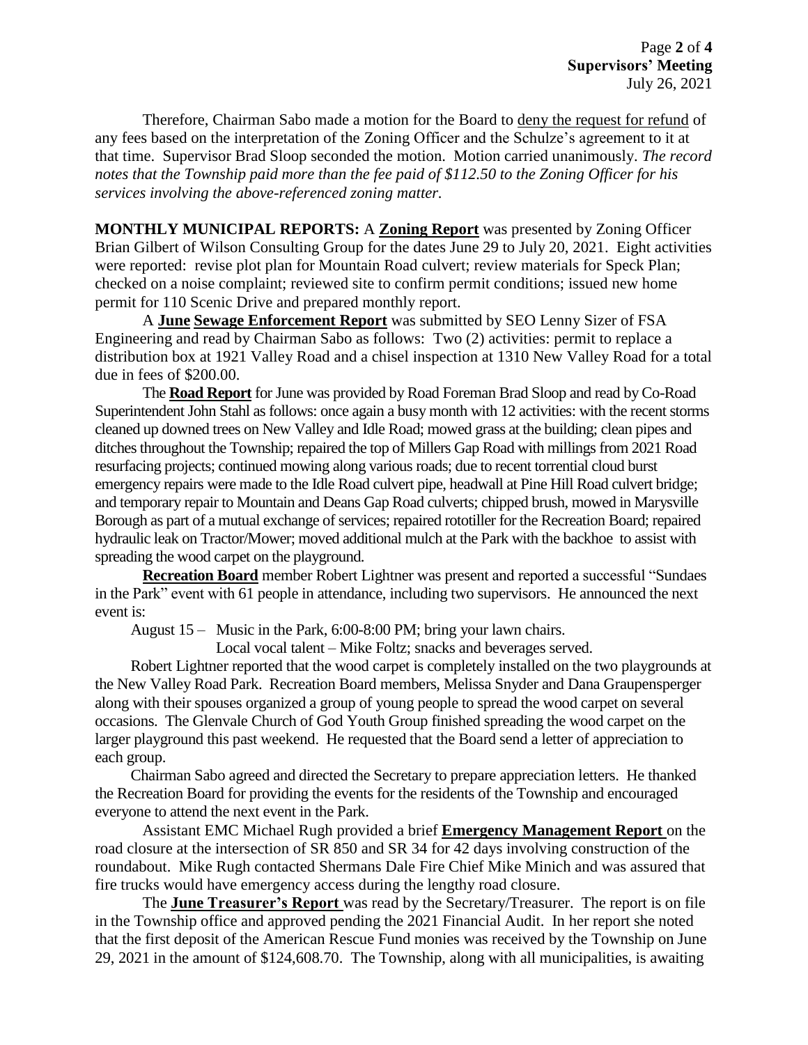Therefore, Chairman Sabo made a motion for the Board to deny the request for refund of any fees based on the interpretation of the Zoning Officer and the Schulze's agreement to it at that time. Supervisor Brad Sloop seconded the motion. Motion carried unanimously. *The record notes that the Township paid more than the fee paid of $112.50 to the Zoning Officer for his services involving the above-referenced zoning matter.*

**MONTHLY MUNICIPAL REPORTS:** A **Zoning Report** was presented by Zoning Officer Brian Gilbert of Wilson Consulting Group for the dates June 29 to July 20, 2021. Eight activities were reported: revise plot plan for Mountain Road culvert; review materials for Speck Plan; checked on a noise complaint; reviewed site to confirm permit conditions; issued new home permit for 110 Scenic Drive and prepared monthly report.

A **June Sewage Enforcement Report** was submitted by SEO Lenny Sizer of FSA Engineering and read by Chairman Sabo as follows: Two (2) activities: permit to replace a distribution box at 1921 Valley Road and a chisel inspection at 1310 New Valley Road for a total due in fees of $200.00.

The **Road Report** for June was provided by Road Foreman Brad Sloop and read by Co-Road Superintendent John Stahl as follows: once again a busy month with 12 activities: with the recent storms cleaned up downed trees on New Valley and Idle Road; mowed grass at the building; clean pipes and ditches throughout the Township; repaired the top of Millers Gap Road with millings from 2021 Road resurfacing projects; continued mowing along various roads; due to recent torrential cloud burst emergency repairs were made to the Idle Road culvert pipe, headwall at Pine Hill Road culvert bridge; and temporary repair to Mountain and Deans Gap Road culverts; chipped brush, mowed in Marysville Borough as part of a mutual exchange of services; repaired rototiller for the Recreation Board; repaired hydraulic leak on Tractor/Mower; moved additional mulch at the Park with the backhoe to assist with spreading the wood carpet on the playground.

**Recreation Board** member Robert Lightner was present and reported a successful "Sundaes in the Park" event with 61 people in attendance, including two supervisors. He announced the next event is:

August 15 – Music in the Park, 6:00-8:00 PM; bring your lawn chairs.
Local vocal talent – Mike Foltz; snacks and beverages served.

Robert Lightner reported that the wood carpet is completely installed on the two playgrounds at the New Valley Road Park. Recreation Board members, Melissa Snyder and Dana Graupensperger along with their spouses organized a group of young people to spread the wood carpet on several occasions. The Glenvale Church of God Youth Group finished spreading the wood carpet on the larger playground this past weekend. He requested that the Board send a letter of appreciation to each group.

Chairman Sabo agreed and directed the Secretary to prepare appreciation letters. He thanked the Recreation Board for providing the events for the residents of the Township and encouraged everyone to attend the next event in the Park.

Assistant EMC Michael Rugh provided a brief **Emergency Management Report** on the road closure at the intersection of SR 850 and SR 34 for 42 days involving construction of the roundabout. Mike Rugh contacted Shermans Dale Fire Chief Mike Minich and was assured that fire trucks would have emergency access during the lengthy road closure.

The **June Treasurer's Report** was read by the Secretary/Treasurer. The report is on file in the Township office and approved pending the 2021 Financial Audit. In her report she noted that the first deposit of the American Rescue Fund monies was received by the Township on June 29, 2021 in the amount of $124,608.70. The Township, along with all municipalities, is awaiting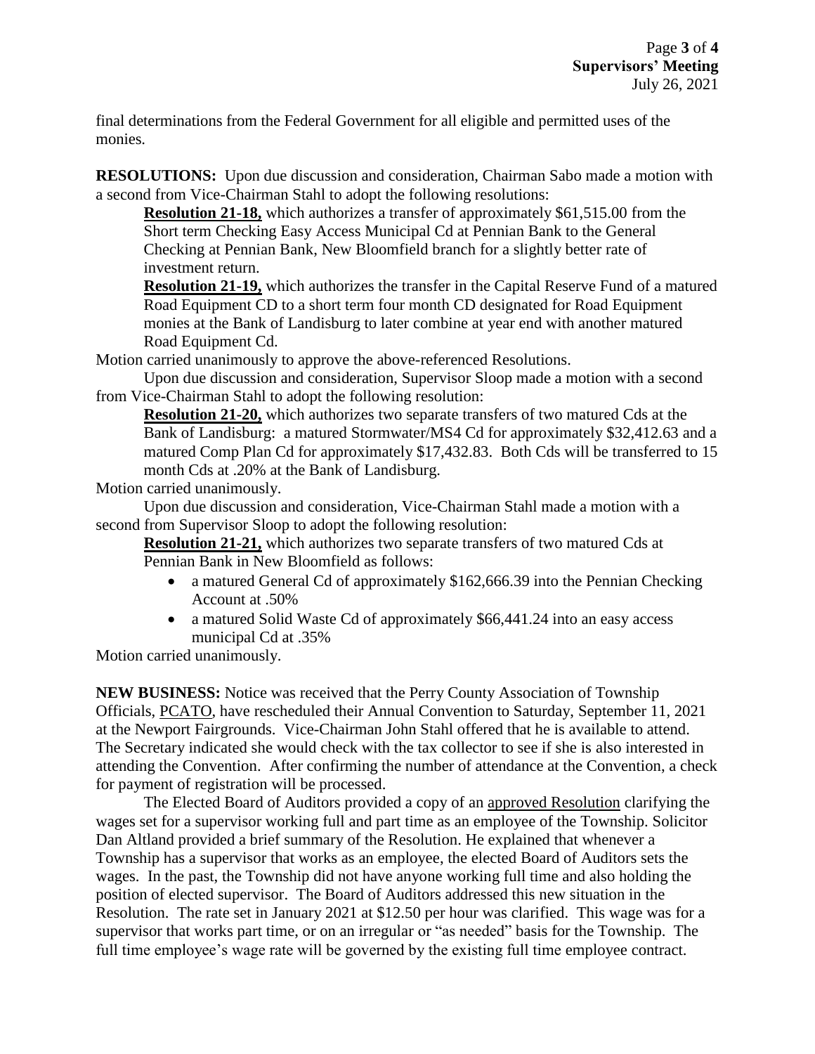final determinations from the Federal Government for all eligible and permitted uses of the monies.

**RESOLUTIONS:** Upon due discussion and consideration, Chairman Sabo made a motion with a second from Vice-Chairman Stahl to adopt the following resolutions:

**Resolution 21-18,** which authorizes a transfer of approximately $61,515.00 from the Short term Checking Easy Access Municipal Cd at Pennian Bank to the General Checking at Pennian Bank, New Bloomfield branch for a slightly better rate of investment return.

**Resolution 21-19,** which authorizes the transfer in the Capital Reserve Fund of a matured Road Equipment CD to a short term four month CD designated for Road Equipment monies at the Bank of Landisburg to later combine at year end with another matured Road Equipment Cd.

Motion carried unanimously to approve the above-referenced Resolutions.

Upon due discussion and consideration, Supervisor Sloop made a motion with a second from Vice-Chairman Stahl to adopt the following resolution:

**Resolution 21-20,** which authorizes two separate transfers of two matured Cds at the Bank of Landisburg: a matured Stormwater/MS4 Cd for approximately $32,412.63 and a matured Comp Plan Cd for approximately $17,432.83. Both Cds will be transferred to 15 month Cds at .20% at the Bank of Landisburg.

Motion carried unanimously.

Upon due discussion and consideration, Vice-Chairman Stahl made a motion with a second from Supervisor Sloop to adopt the following resolution:

**Resolution 21-21,** which authorizes two separate transfers of two matured Cds at Pennian Bank in New Bloomfield as follows:

- a matured General Cd of approximately $162,666.39 into the Pennian Checking Account at .50%
- a matured Solid Waste Cd of approximately $66,441.24 into an easy access municipal Cd at .35%

Motion carried unanimously.

**NEW BUSINESS:** Notice was received that the Perry County Association of Township Officials, PCATO, have rescheduled their Annual Convention to Saturday, September 11, 2021 at the Newport Fairgrounds. Vice-Chairman John Stahl offered that he is available to attend. The Secretary indicated she would check with the tax collector to see if she is also interested in attending the Convention. After confirming the number of attendance at the Convention, a check for payment of registration will be processed.

The Elected Board of Auditors provided a copy of an approved Resolution clarifying the wages set for a supervisor working full and part time as an employee of the Township. Solicitor Dan Altland provided a brief summary of the Resolution. He explained that whenever a Township has a supervisor that works as an employee, the elected Board of Auditors sets the wages. In the past, the Township did not have anyone working full time and also holding the position of elected supervisor. The Board of Auditors addressed this new situation in the Resolution. The rate set in January 2021 at $12.50 per hour was clarified. This wage was for a supervisor that works part time, or on an irregular or "as needed" basis for the Township. The full time employee's wage rate will be governed by the existing full time employee contract.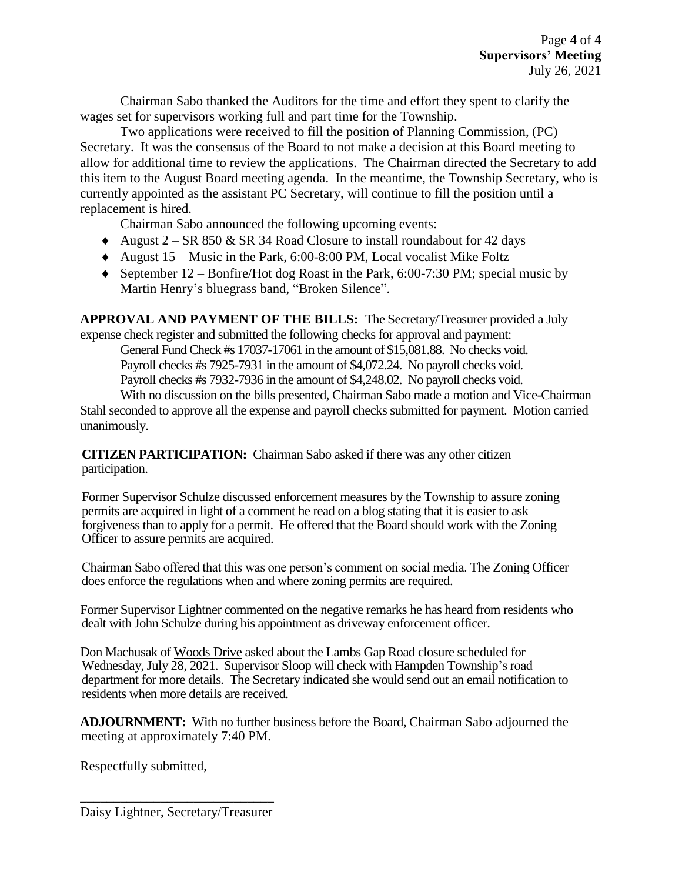Chairman Sabo thanked the Auditors for the time and effort they spent to clarify the wages set for supervisors working full and part time for the Township.

Two applications were received to fill the position of Planning Commission, (PC) Secretary. It was the consensus of the Board to not make a decision at this Board meeting to allow for additional time to review the applications. The Chairman directed the Secretary to add this item to the August Board meeting agenda. In the meantime, the Township Secretary, who is currently appointed as the assistant PC Secretary, will continue to fill the position until a replacement is hired.

Chairman Sabo announced the following upcoming events:

- August 2 – SR 850 & SR 34 Road Closure to install roundabout for 42 days
- August 15 – Music in the Park, 6:00-8:00 PM, Local vocalist Mike Foltz
- September 12 – Bonfire/Hot dog Roast in the Park, 6:00-7:30 PM; special music by Martin Henry's bluegrass band, "Broken Silence".

**APPROVAL AND PAYMENT OF THE BILLS:** The Secretary/Treasurer provided a July expense check register and submitted the following checks for approval and payment:

General Fund Check #s 17037-17061 in the amount of $15,081.88. No checks void.
Payroll checks #s 7925-7931 in the amount of $4,072.24. No payroll checks void.
Payroll checks #s 7932-7936 in the amount of $4,248.02. No payroll checks void.

With no discussion on the bills presented, Chairman Sabo made a motion and Vice-Chairman Stahl seconded to approve all the expense and payroll checks submitted for payment. Motion carried unanimously.

**CITIZEN PARTICIPATION:** Chairman Sabo asked if there was any other citizen participation.

Former Supervisor Schulze discussed enforcement measures by the Township to assure zoning permits are acquired in light of a comment he read on a blog stating that it is easier to ask forgiveness than to apply for a permit. He offered that the Board should work with the Zoning Officer to assure permits are acquired.

Chairman Sabo offered that this was one person's comment on social media. The Zoning Officer does enforce the regulations when and where zoning permits are required.

Former Supervisor Lightner commented on the negative remarks he has heard from residents who dealt with John Schulze during his appointment as driveway enforcement officer.

Don Machusak of Woods Drive asked about the Lambs Gap Road closure scheduled for Wednesday, July 28, 2021. Supervisor Sloop will check with Hampden Township's road department for more details. The Secretary indicated she would send out an email notification to residents when more details are received.

**ADJOURNMENT:** With no further business before the Board, Chairman Sabo adjourned the meeting at approximately 7:40 PM.

Respectfully submitted,

\_\_\_\_\_\_\_\_\_\_\_\_\_\_\_\_\_\_\_\_\_\_\_\_\_\_\_\_\_\_

Daisy Lightner, Secretary/Treasurer